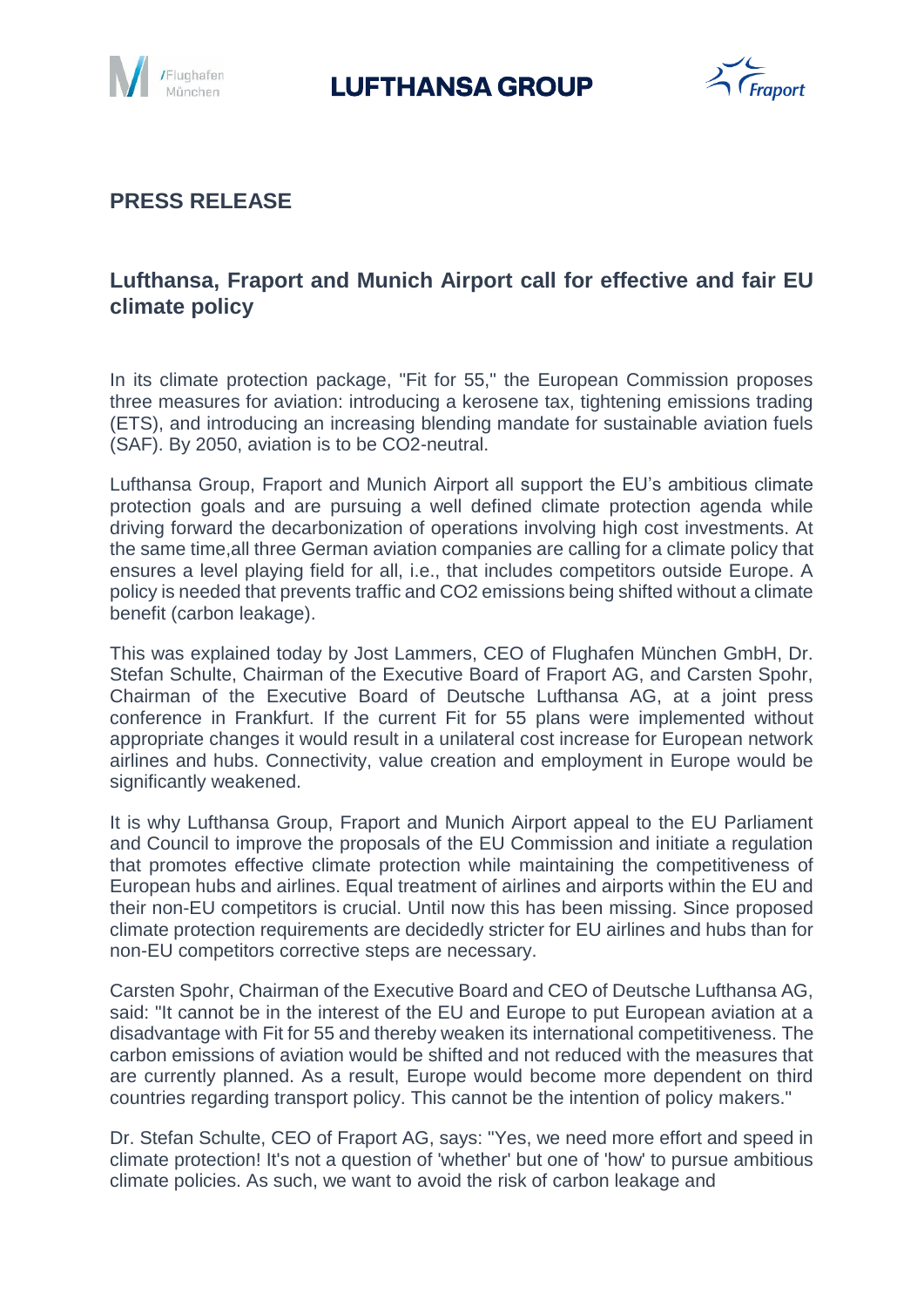**PRESS RELEASE**

## Lufthansa, Fraport and Munich Airport call for effective and fair EU climate policy

In its climate protection package, "Fit for 55," the European Commission proposes three measures for aviation: introducing a kerosene tax, tightening emissions trading (ETS), and introducing an increasing blending mandate for sustainable aviation fuels (SAF). By 2050, aviation is to be $CO_2$-neutral.

Lufthansa Group, Fraport and Munich Airport all support the EU's ambitious climate protection goals and are pursuing a well defined climate protection agenda while driving forward the decarbonization of operations involving high cost investments. At the same time,all three German aviation companies are calling for a climate policy that ensures a level playing field for all, i.e., that includes competitors outside Europe. A policy is needed that prevents traffic and $CO_2$ emissions being shifted without a climate benefit (carbon leakage).

This was explained today by Jost Lammers, CEO of Flughafen München GmbH, Dr. Stefan Schulte, Chairman of the Executive Board of Fraport AG, and Carsten Spohr, Chairman of the Executive Board of Deutsche Lufthansa AG, at a joint press conference in Frankfurt. If the current Fit for 55 plans were implemented without appropriate changes it would result in a unilateral cost increase for European network airlines and hubs. Connectivity, value creation and employment in Europe would be significantly weakened.

It is why Lufthansa Group, Fraport and Munich Airport appeal to the EU Parliament and Council to improve the proposals of the EU Commission and initiate a regulation that promotes effective climate protection while maintaining the competitiveness of European hubs and airlines. Equal treatment of airlines and airports within the EU and their non-EU competitors is crucial. Until now this has been missing. Since proposed climate protection requirements are decidedly stricter for EU airlines and hubs than for non-EU competitors corrective steps are necessary.

Carsten Spohr, Chairman of the Executive Board and CEO of Deutsche Lufthansa AG, said: "It cannot be in the interest of the EU and Europe to put European aviation at a disadvantage with Fit for 55 and thereby weaken its international competitiveness. The carbon emissions of aviation would be shifted and not reduced with the measures that are currently planned. As a result, Europe would become more dependent on third countries regarding transport policy. This cannot be the intention of policy makers."

Dr. Stefan Schulte, CEO of Fraport AG, says: "Yes, we need more effort and speed in climate protection! It's not a question of 'whether' but one of 'how' to pursue ambitious climate policies. As such, we want to avoid the risk of carbon leakage and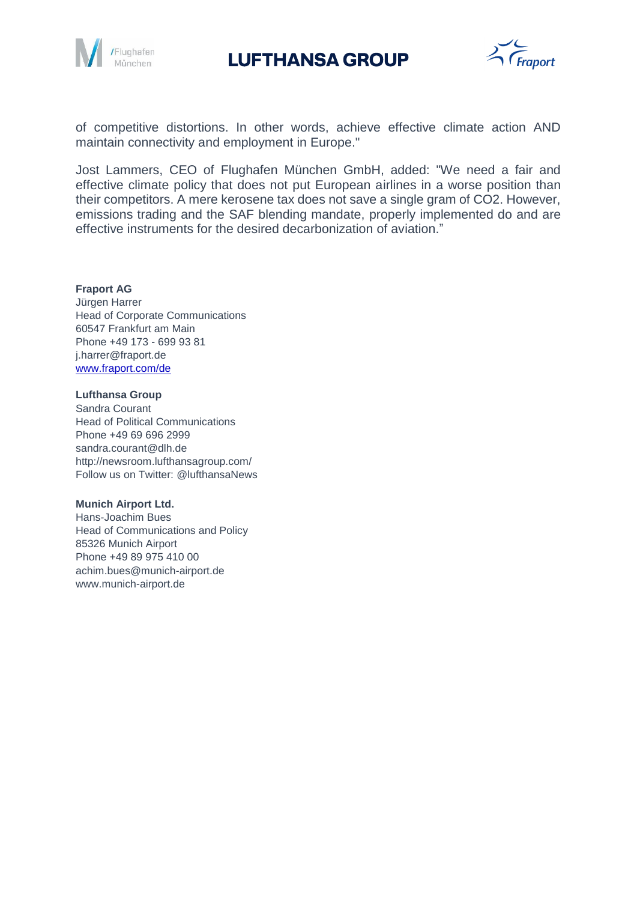of competitive distortions. In other words, achieve effective climate action AND maintain connectivity and employment in Europe."

Jost Lammers, CEO of Flughafen München GmbH, added: "We need a fair and effective climate policy that does not put European airlines in a worse position than their competitors. A mere kerosene tax does not save a single gram of $CO_2$. However, emissions trading and the SAF blending mandate, properly implemented do and are effective instruments for the desired decarbonization of aviation."

**Fraport AG**
Jürgen Harrer
Head of Corporate Communications
60547 Frankfurt am Main
Phone +49 173 - 699 93 81
j.harrer@fraport.de
www.fraport.com/de

**Lufthansa Group**
Sandra Courant
Head of Political Communications
Phone +49 69 696 2999
sandra.courant@dlh.de
http://newsroom.lufthansagroup.com/
Follow us on Twitter: @lufthansaNews

**Munich Airport Ltd.**
Hans-Joachim Bues
Head of Communications and Policy
85326 Munich Airport
Phone +49 89 975 410 00
achim.bues@munich-airport.de
www.munich-airport.de